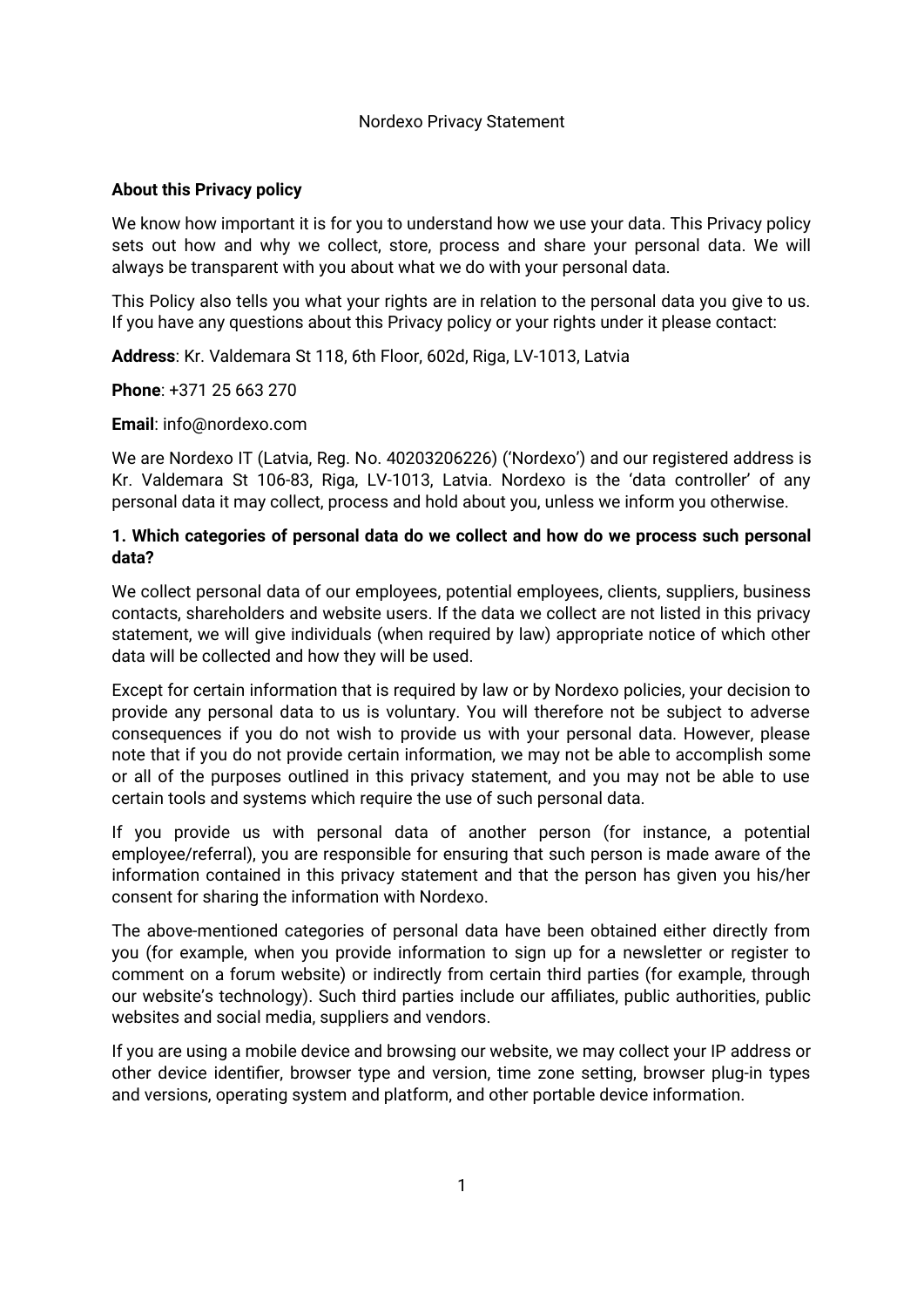Nordexo Privacy Statement

**About this Privacy policy**

We know how important it is for you to understand how we use your data. This Privacy policy sets out how and why we collect, store, process and share your personal data. We will always be transparent with you about what we do with your personal data.

This Policy also tells you what your rights are in relation to the personal data you give to us. If you have any questions about this Privacy policy or your rights under it please contact:

**Address**: Kr. Valdemara St 118, 6th Floor, 602d, Riga, LV-1013, Latvia

**Phone**: +371 25 663 270

**Email**: info@nordexo.com

We are Nordexo IT (Latvia, Reg. No. 40203206226) ('Nordexo') and our registered address is Kr. Valdemara St 106-83, Riga, LV-1013, Latvia. Nordexo is the 'data controller' of any personal data it may collect, process and hold about you, unless we inform you otherwise.

**1. Which categories of personal data do we collect and how do we process such personal data?**

We collect personal data of our employees, potential employees, clients, suppliers, business contacts, shareholders and website users. If the data we collect are not listed in this privacy statement, we will give individuals (when required by law) appropriate notice of which other data will be collected and how they will be used.

Except for certain information that is required by law or by Nordexo policies, your decision to provide any personal data to us is voluntary. You will therefore not be subject to adverse consequences if you do not wish to provide us with your personal data. However, please note that if you do not provide certain information, we may not be able to accomplish some or all of the purposes outlined in this privacy statement, and you may not be able to use certain tools and systems which require the use of such personal data.

If you provide us with personal data of another person (for instance, a potential employee/referral), you are responsible for ensuring that such person is made aware of the information contained in this privacy statement and that the person has given you his/her consent for sharing the information with Nordexo.

The above-mentioned categories of personal data have been obtained either directly from you (for example, when you provide information to sign up for a newsletter or register to comment on a forum website) or indirectly from certain third parties (for example, through our website's technology). Such third parties include our affiliates, public authorities, public websites and social media, suppliers and vendors.

If you are using a mobile device and browsing our website, we may collect your IP address or other device identifier, browser type and version, time zone setting, browser plug-in types and versions, operating system and platform, and other portable device information.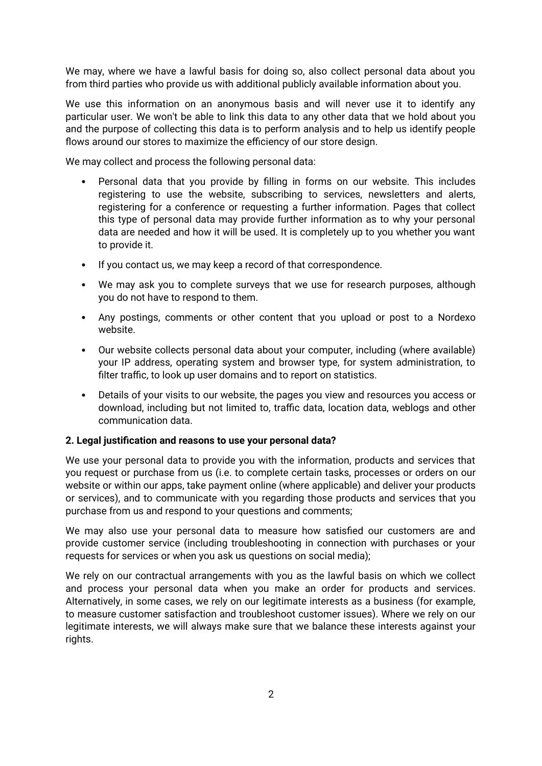We may, where we have a lawful basis for doing so, also collect personal data about you from third parties who provide us with additional publicly available information about you.

We use this information on an anonymous basis and will never use it to identify any particular user. We won't be able to link this data to any other data that we hold about you and the purpose of collecting this data is to perform analysis and to help us identify people flows around our stores to maximize the efficiency of our store design.

We may collect and process the following personal data:

- Personal data that you provide by filling in forms on our website. This includes registering to use the website, subscribing to services, newsletters and alerts, registering for a conference or requesting a further information. Pages that collect this type of personal data may provide further information as to why your personal data are needed and how it will be used. It is completely up to you whether you want to provide it.
- If you contact us, we may keep a record of that correspondence.
- We may ask you to complete surveys that we use for research purposes, although you do not have to respond to them.
- Any postings, comments or other content that you upload or post to a Nordexo website.
- Our website collects personal data about your computer, including (where available) your IP address, operating system and browser type, for system administration, to filter traffic, to look up user domains and to report on statistics.
- Details of your visits to our website, the pages you view and resources you access or download, including but not limited to, traffic data, location data, weblogs and other communication data.

**2. Legal justification and reasons to use your personal data?**

We use your personal data to provide you with the information, products and services that you request or purchase from us (i.e. to complete certain tasks, processes or orders on our website or within our apps, take payment online (where applicable) and deliver your products or services), and to communicate with you regarding those products and services that you purchase from us and respond to your questions and comments;

We may also use your personal data to measure how satisfied our customers are and provide customer service (including troubleshooting in connection with purchases or your requests for services or when you ask us questions on social media);

We rely on our contractual arrangements with you as the lawful basis on which we collect and process your personal data when you make an order for products and services. Alternatively, in some cases, we rely on our legitimate interests as a business (for example, to measure customer satisfaction and troubleshoot customer issues). Where we rely on our legitimate interests, we will always make sure that we balance these interests against your rights.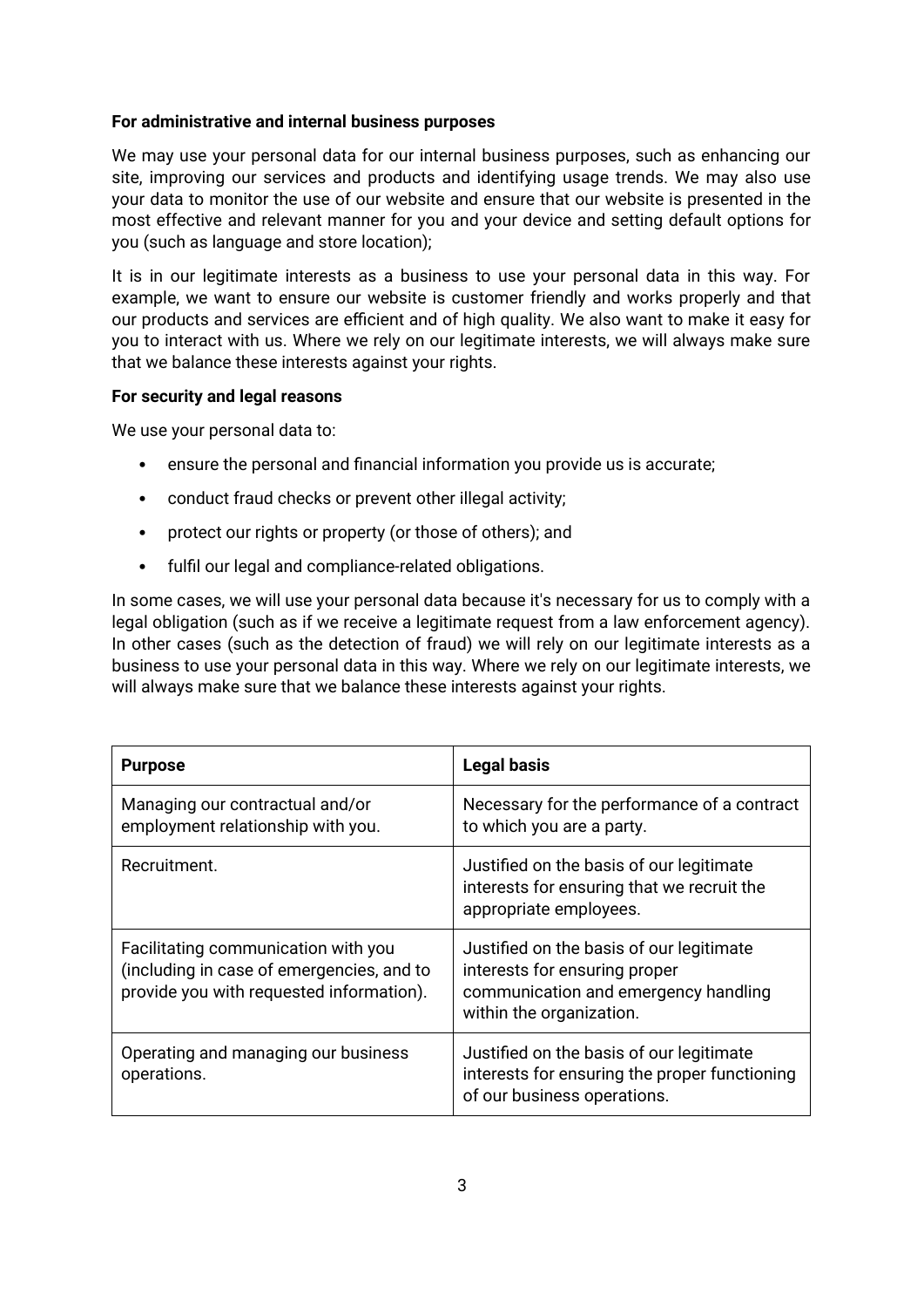**For administrative and internal business purposes**

We may use your personal data for our internal business purposes, such as enhancing our site, improving our services and products and identifying usage trends. We may also use your data to monitor the use of our website and ensure that our website is presented in the most effective and relevant manner for you and your device and setting default options for you (such as language and store location);

It is in our legitimate interests as a business to use your personal data in this way. For example, we want to ensure our website is customer friendly and works properly and that our products and services are efficient and of high quality. We also want to make it easy for you to interact with us. Where we rely on our legitimate interests, we will always make sure that we balance these interests against your rights.

**For security and legal reasons**

We use your personal data to:

- ensure the personal and financial information you provide us is accurate;
- conduct fraud checks or prevent other illegal activity;
- protect our rights or property (or those of others); and
- fulfil our legal and compliance-related obligations.

In some cases, we will use your personal data because it's necessary for us to comply with a legal obligation (such as if we receive a legitimate request from a law enforcement agency). In other cases (such as the detection of fraud) we will rely on our legitimate interests as a business to use your personal data in this way. Where we rely on our legitimate interests, we will always make sure that we balance these interests against your rights.

| **Purpose** | **Legal basis** |
|---|---|
| Managing our contractual and/or employment relationship with you. | Necessary for the performance of a contract to which you are a party. |
| Recruitment. | Justified on the basis of our legitimate interests for ensuring that we recruit the appropriate employees. |
| Facilitating communication with you (including in case of emergencies, and to provide you with requested information). | Justified on the basis of our legitimate interests for ensuring proper communication and emergency handling within the organization. |
| Operating and managing our business operations. | Justified on the basis of our legitimate interests for ensuring the proper functioning of our business operations. |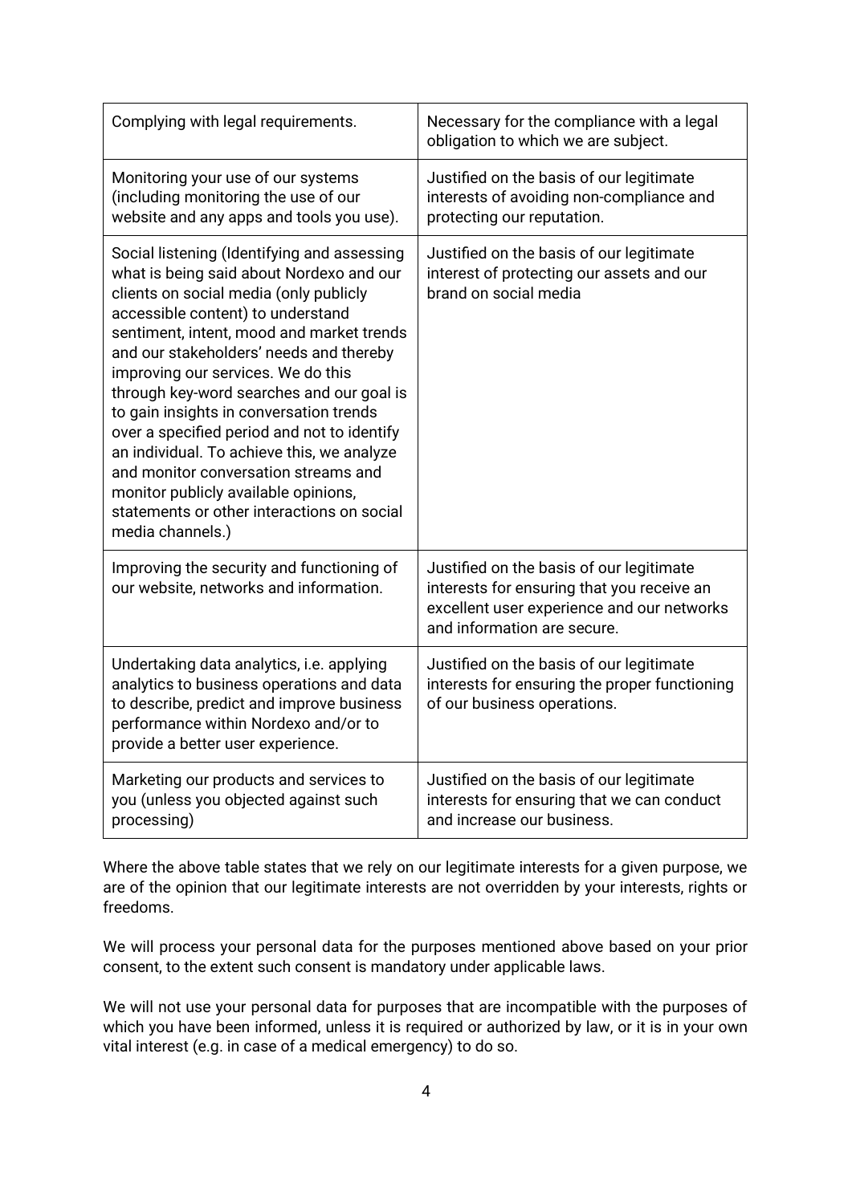| Complying with legal requirements. | Necessary for the compliance with a legal obligation to which we are subject. |
|---|---|
| Monitoring your use of our systems (including monitoring the use of our website and any apps and tools you use). | Justified on the basis of our legitimate interests of avoiding non-compliance and protecting our reputation. |
| Social listening (Identifying and assessing what is being said about Nordexo and our clients on social media (only publicly accessible content) to understand sentiment, intent, mood and market trends and our stakeholders' needs and thereby improving our services. We do this through key-word searches and our goal is to gain insights in conversation trends over a specified period and not to identify an individual. To achieve this, we analyze and monitor conversation streams and monitor publicly available opinions, statements or other interactions on social media channels.) | Justified on the basis of our legitimate interest of protecting our assets and our brand on social media |
| Improving the security and functioning of our website, networks and information. | Justified on the basis of our legitimate interests for ensuring that you receive an excellent user experience and our networks and information are secure. |
| Undertaking data analytics, i.e. applying analytics to business operations and data to describe, predict and improve business performance within Nordexo and/or to provide a better user experience. | Justified on the basis of our legitimate interests for ensuring the proper functioning of our business operations. |
| Marketing our products and services to you (unless you objected against such processing) | Justified on the basis of our legitimate interests for ensuring that we can conduct and increase our business. |

Where the above table states that we rely on our legitimate interests for a given purpose, we are of the opinion that our legitimate interests are not overridden by your interests, rights or freedoms.

We will process your personal data for the purposes mentioned above based on your prior consent, to the extent such consent is mandatory under applicable laws.

We will not use your personal data for purposes that are incompatible with the purposes of which you have been informed, unless it is required or authorized by law, or it is in your own vital interest (e.g. in case of a medical emergency) to do so.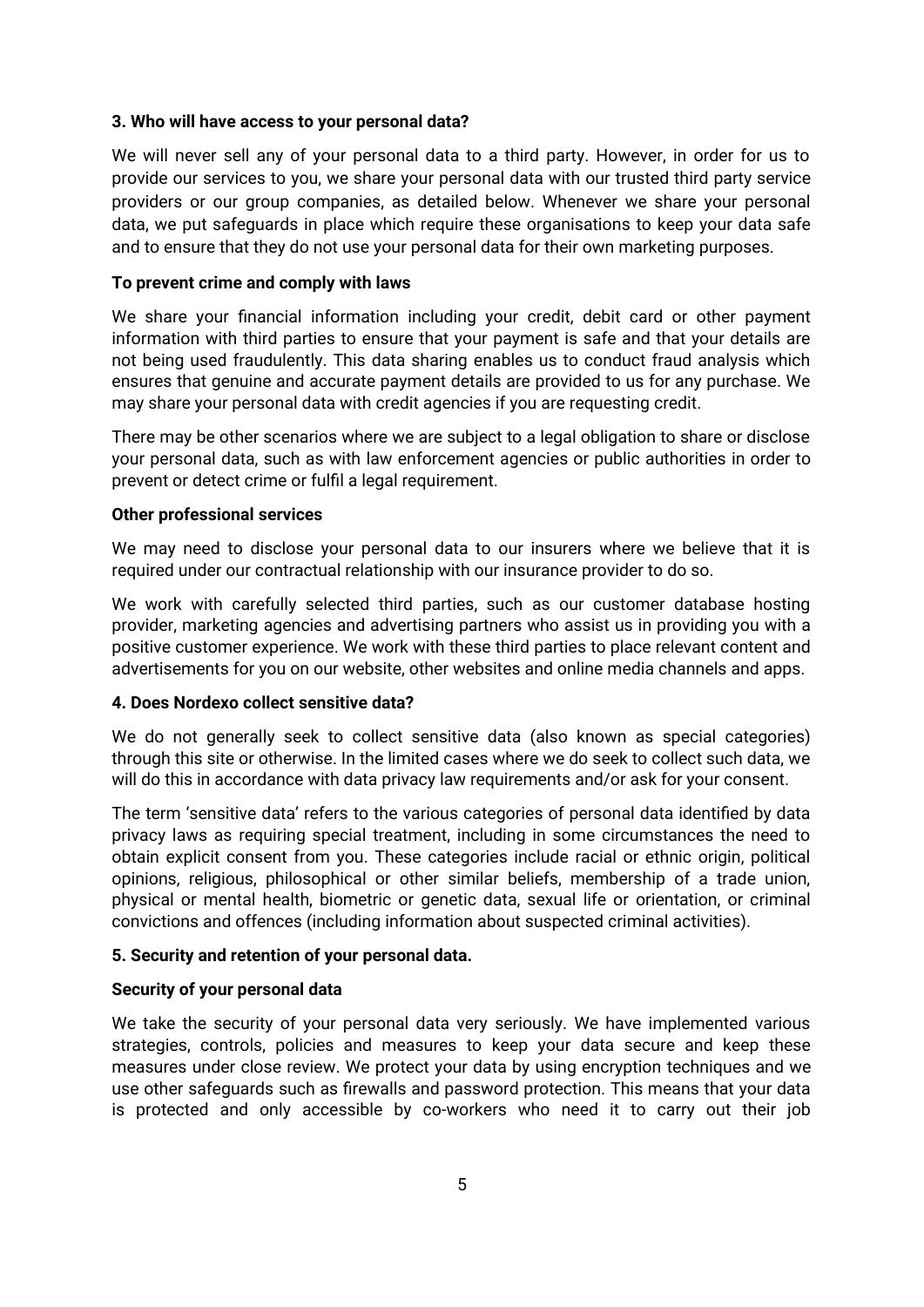### 3. Who will have access to your personal data?

We will never sell any of your personal data to a third party. However, in order for us to provide our services to you, we share your personal data with our trusted third party service providers or our group companies, as detailed below. Whenever we share your personal data, we put safeguards in place which require these organisations to keep your data safe and to ensure that they do not use your personal data for their own marketing purposes.

**To prevent crime and comply with laws**

We share your financial information including your credit, debit card or other payment information with third parties to ensure that your payment is safe and that your details are not being used fraudulently. This data sharing enables us to conduct fraud analysis which ensures that genuine and accurate payment details are provided to us for any purchase. We may share your personal data with credit agencies if you are requesting credit.

There may be other scenarios where we are subject to a legal obligation to share or disclose your personal data, such as with law enforcement agencies or public authorities in order to prevent or detect crime or fulfil a legal requirement.

**Other professional services**

We may need to disclose your personal data to our insurers where we believe that it is required under our contractual relationship with our insurance provider to do so.

We work with carefully selected third parties, such as our customer database hosting provider, marketing agencies and advertising partners who assist us in providing you with a positive customer experience. We work with these third parties to place relevant content and advertisements for you on our website, other websites and online media channels and apps.

### 4. Does Nordexo collect sensitive data?

We do not generally seek to collect sensitive data (also known as special categories) through this site or otherwise. In the limited cases where we do seek to collect such data, we will do this in accordance with data privacy law requirements and/or ask for your consent.

The term 'sensitive data' refers to the various categories of personal data identified by data privacy laws as requiring special treatment, including in some circumstances the need to obtain explicit consent from you. These categories include racial or ethnic origin, political opinions, religious, philosophical or other similar beliefs, membership of a trade union, physical or mental health, biometric or genetic data, sexual life or orientation, or criminal convictions and offences (including information about suspected criminal activities).

### 5. Security and retention of your personal data.

**Security of your personal data**

We take the security of your personal data very seriously. We have implemented various strategies, controls, policies and measures to keep your data secure and keep these measures under close review. We protect your data by using encryption techniques and we use other safeguards such as firewalls and password protection. This means that your data is protected and only accessible by co-workers who need it to carry out their job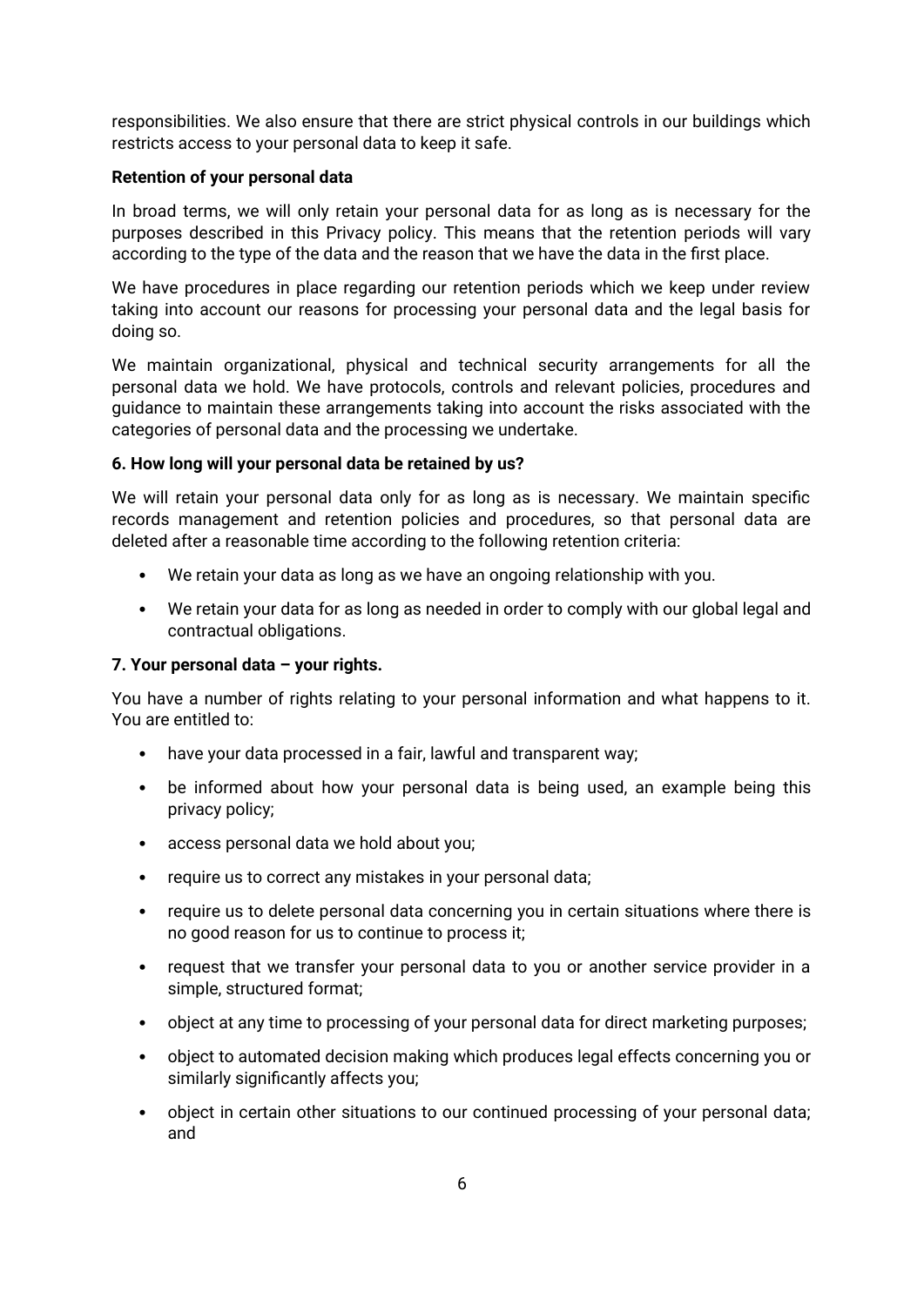responsibilities. We also ensure that there are strict physical controls in our buildings which restricts access to your personal data to keep it safe.

**Retention of your personal data**

In broad terms, we will only retain your personal data for as long as is necessary for the purposes described in this Privacy policy. This means that the retention periods will vary according to the type of the data and the reason that we have the data in the first place.

We have procedures in place regarding our retention periods which we keep under review taking into account our reasons for processing your personal data and the legal basis for doing so.

We maintain organizational, physical and technical security arrangements for all the personal data we hold. We have protocols, controls and relevant policies, procedures and guidance to maintain these arrangements taking into account the risks associated with the categories of personal data and the processing we undertake.

**6. How long will your personal data be retained by us?**

We will retain your personal data only for as long as is necessary. We maintain specific records management and retention policies and procedures, so that personal data are deleted after a reasonable time according to the following retention criteria:

- We retain your data as long as we have an ongoing relationship with you.
- We retain your data for as long as needed in order to comply with our global legal and contractual obligations.

**7. Your personal data – your rights.**

You have a number of rights relating to your personal information and what happens to it. You are entitled to:

- have your data processed in a fair, lawful and transparent way;
- be informed about how your personal data is being used, an example being this privacy policy;
- access personal data we hold about you;
- require us to correct any mistakes in your personal data;
- require us to delete personal data concerning you in certain situations where there is no good reason for us to continue to process it;
- request that we transfer your personal data to you or another service provider in a simple, structured format;
- object at any time to processing of your personal data for direct marketing purposes;
- object to automated decision making which produces legal effects concerning you or similarly significantly affects you;
- object in certain other situations to our continued processing of your personal data; and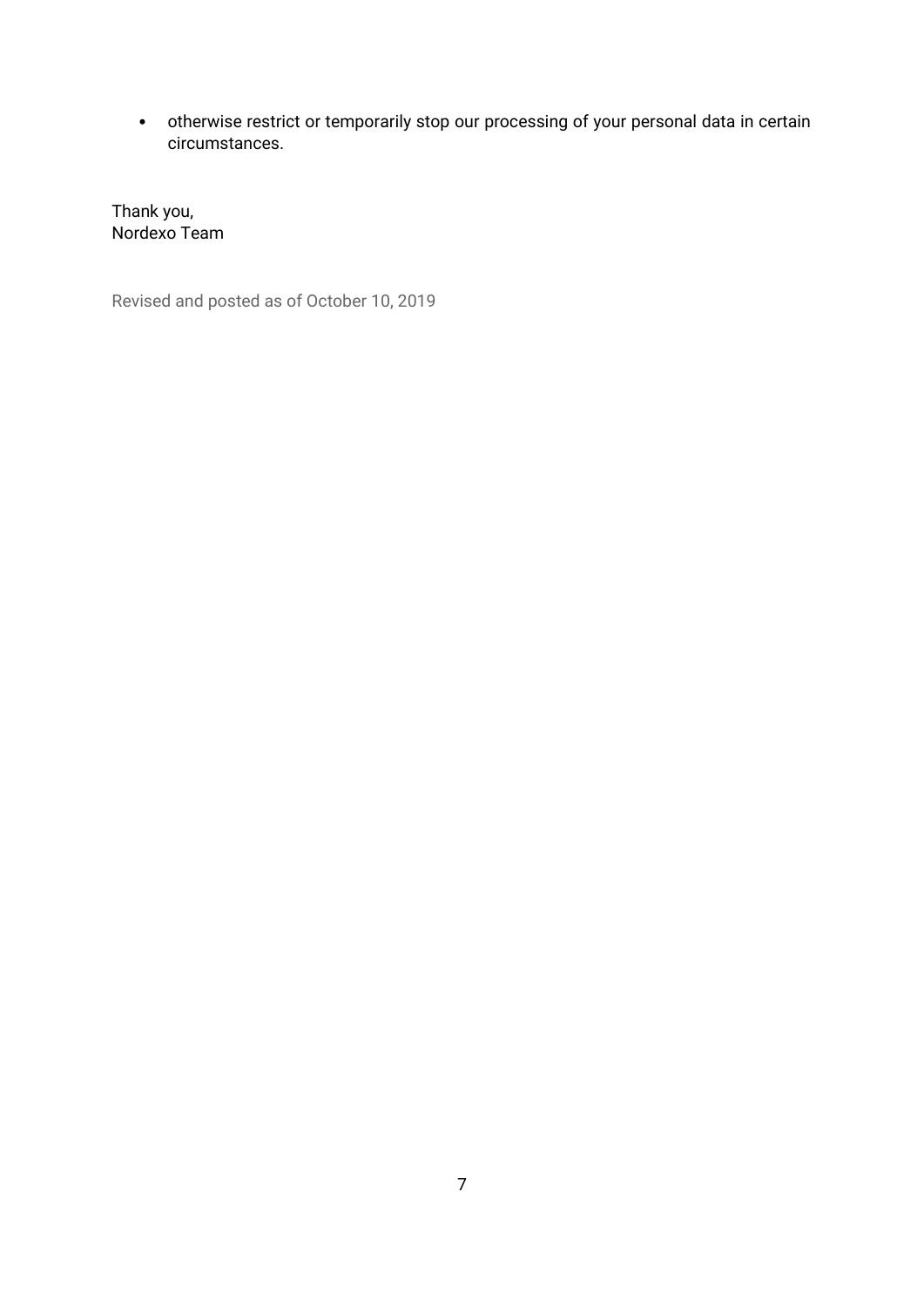- otherwise restrict or temporarily stop our processing of your personal data in certain circumstances.

Thank you,  
Nordexo Team

Revised and posted as of October 10, 2019